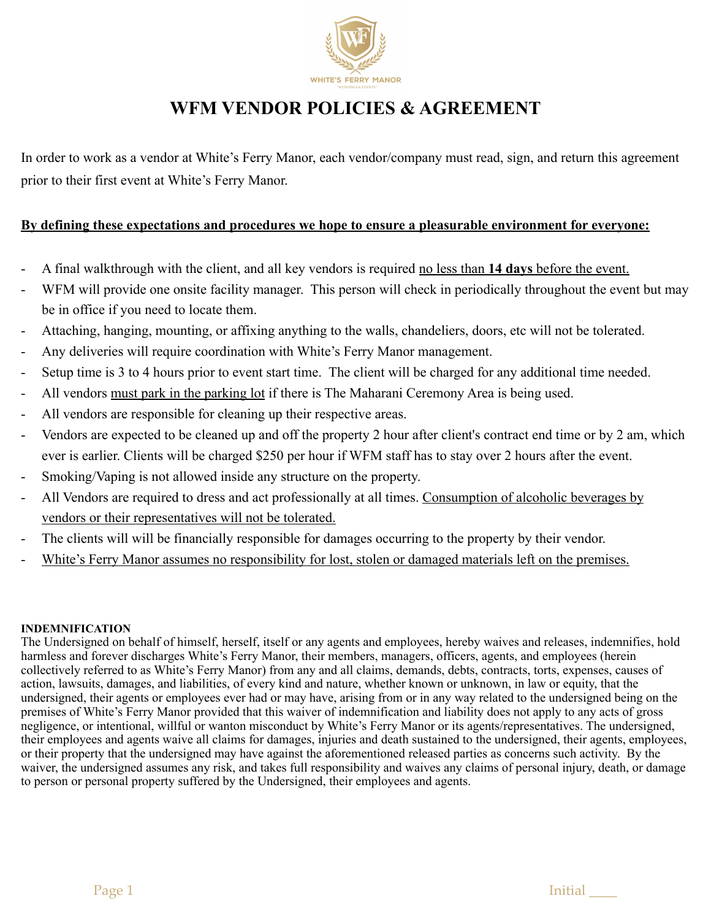# WFM VENDOR POLICIES & AGREEMENT

In order to work as a vendor at White's Ferry Manor, each vendor/company must read, sign, and return this agreement prior to their first event at White's Ferry Manor.

**By defining these expectations and procedures we hope to ensure a pleasurable environment for everyone:**

- A final walkthrough with the client, and all key vendors is required no less than **14 days** before the event.
- WFM will provide one onsite facility manager. This person will check in periodically throughout the event but may be in office if you need to locate them.
- Attaching, hanging, mounting, or affixing anything to the walls, chandeliers, doors, etc will not be tolerated.
- Any deliveries will require coordination with White's Ferry Manor management.
- Setup time is 3 to 4 hours prior to event start time. The client will be charged for any additional time needed.
- All vendors must park in the parking lot if there is The Maharani Ceremony Area is being used.
- All vendors are responsible for cleaning up their respective areas.
- Vendors are expected to be cleaned up and off the property 2 hour after client's contract end time or by 2 am, which ever is earlier. Clients will be charged $250 per hour if WFM staff has to stay over 2 hours after the event.
- Smoking/Vaping is not allowed inside any structure on the property.
- All Vendors are required to dress and act professionally at all times. Consumption of alcoholic beverages by vendors or their representatives will not be tolerated.
- The clients will will be financially responsible for damages occurring to the property by their vendor.
- White's Ferry Manor assumes no responsibility for lost, stolen or damaged materials left on the premises.

**INDEMNIFICATION**

The Undersigned on behalf of himself, herself, itself or any agents and employees, hereby waives and releases, indemnifies, hold harmless and forever discharges White's Ferry Manor, their members, managers, officers, agents, and employees (herein collectively referred to as White's Ferry Manor) from any and all claims, demands, debts, contracts, torts, expenses, causes of action, lawsuits, damages, and liabilities, of every kind and nature, whether known or unknown, in law or equity, that the undersigned, their agents or employees ever had or may have, arising from or in any way related to the undersigned being on the premises of White's Ferry Manor provided that this waiver of indemnification and liability does not apply to any acts of gross negligence, or intentional, willful or wanton misconduct by White's Ferry Manor or its agents/representatives. The undersigned, their employees and agents waive all claims for damages, injuries and death sustained to the undersigned, their agents, employees, or their property that the undersigned may have against the aforementioned released parties as concerns such activity. By the waiver, the undersigned assumes any risk, and takes full responsibility and waives any claims of personal injury, death, or damage to person or personal property suffered by the Undersigned, their employees and agents.

Initial ____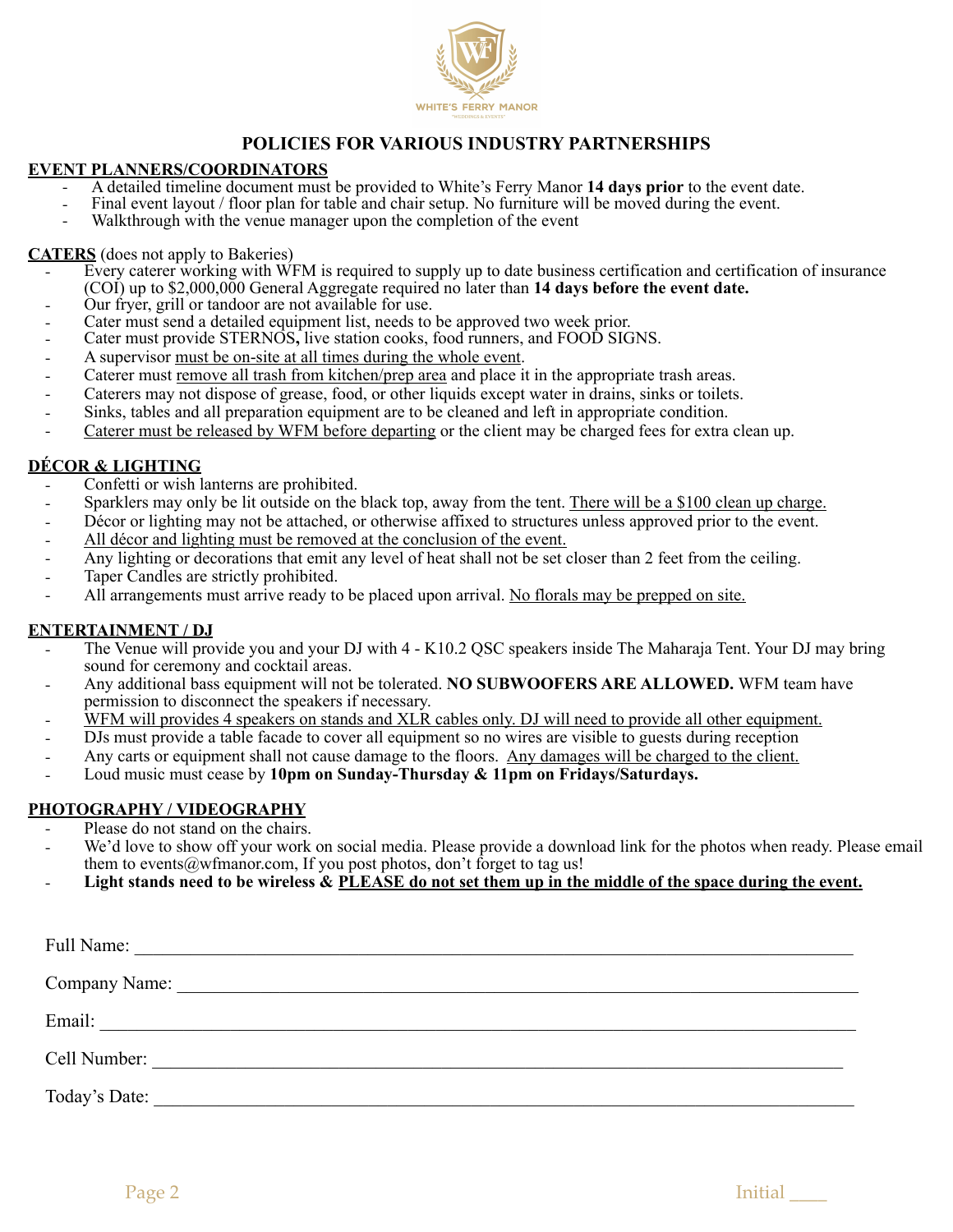# POLICIES FOR VARIOUS INDUSTRY PARTNERSHIPS

## EVENT PLANNERS/COORDINATORS

- A detailed timeline document must be provided to White's Ferry Manor **14 days prior** to the event date.
- Final event layout / floor plan for table and chair setup. No furniture will be moved during the event.
- Walkthrough with the venue manager upon the completion of the event

## CATERS (does not apply to Bakeries)

- Every caterer working with WFM is required to supply up to date business certification and certification of insurance (COI) up to $2,000,000 General Aggregate required no later than **14 days before the event date.**
- Our fryer, grill or tandoor are not available for use.
- Cater must send a detailed equipment list, needs to be approved two week prior.
- Cater must provide STERNOS**,** live station cooks, food runners, and FOOD SIGNS.
- A supervisor must be on-site at all times during the whole event.
- Caterer must remove all trash from kitchen/prep area and place it in the appropriate trash areas.
- Caterers may not dispose of grease, food, or other liquids except water in drains, sinks or toilets.
- Sinks, tables and all preparation equipment are to be cleaned and left in appropriate condition.
- Caterer must be released by WFM before departing or the client may be charged fees for extra clean up.

## DÉCOR & LIGHTING

- Confetti or wish lanterns are prohibited.
- Sparklers may only be lit outside on the black top, away from the tent. There will be a $100 clean up charge.
- Décor or lighting may not be attached, or otherwise affixed to structures unless approved prior to the event.
- All décor and lighting must be removed at the conclusion of the event.
- Any lighting or decorations that emit any level of heat shall not be set closer than 2 feet from the ceiling.
- Taper Candles are strictly prohibited.
- All arrangements must arrive ready to be placed upon arrival. No florals may be prepped on site.

## ENTERTAINMENT / DJ

- The Venue will provide you and your DJ with 4 - K10.2 QSC speakers inside The Maharaja Tent. Your DJ may bring sound for ceremony and cocktail areas.
- Any additional bass equipment will not be tolerated. **NO SUBWOOFERS ARE ALLOWED.** WFM team have permission to disconnect the speakers if necessary.
- WFM will provides 4 speakers on stands and XLR cables only. DJ will need to provide all other equipment.
- DJs must provide a table facade to cover all equipment so no wires are visible to guests during reception
- Any carts or equipment shall not cause damage to the floors. Any damages will be charged to the client.
- Loud music must cease by **10pm on Sunday-Thursday & 11pm on Fridays/Saturdays.**

## PHOTOGRAPHY / VIDEOGRAPHY

- Please do not stand on the chairs.
- We'd love to show off your work on social media. Please provide a download link for the photos when ready. Please email them to events@wfmanor.com, If you post photos, don't forget to tag us!
- **Light stands need to be wireless & PLEASE do not set them up in the middle of the space during the event.**

Full Name: ______________________________

Company Name: ______________________________

Email: ______________________________

Cell Number: ______________________________

Today's Date: ______________________________

Initial ____